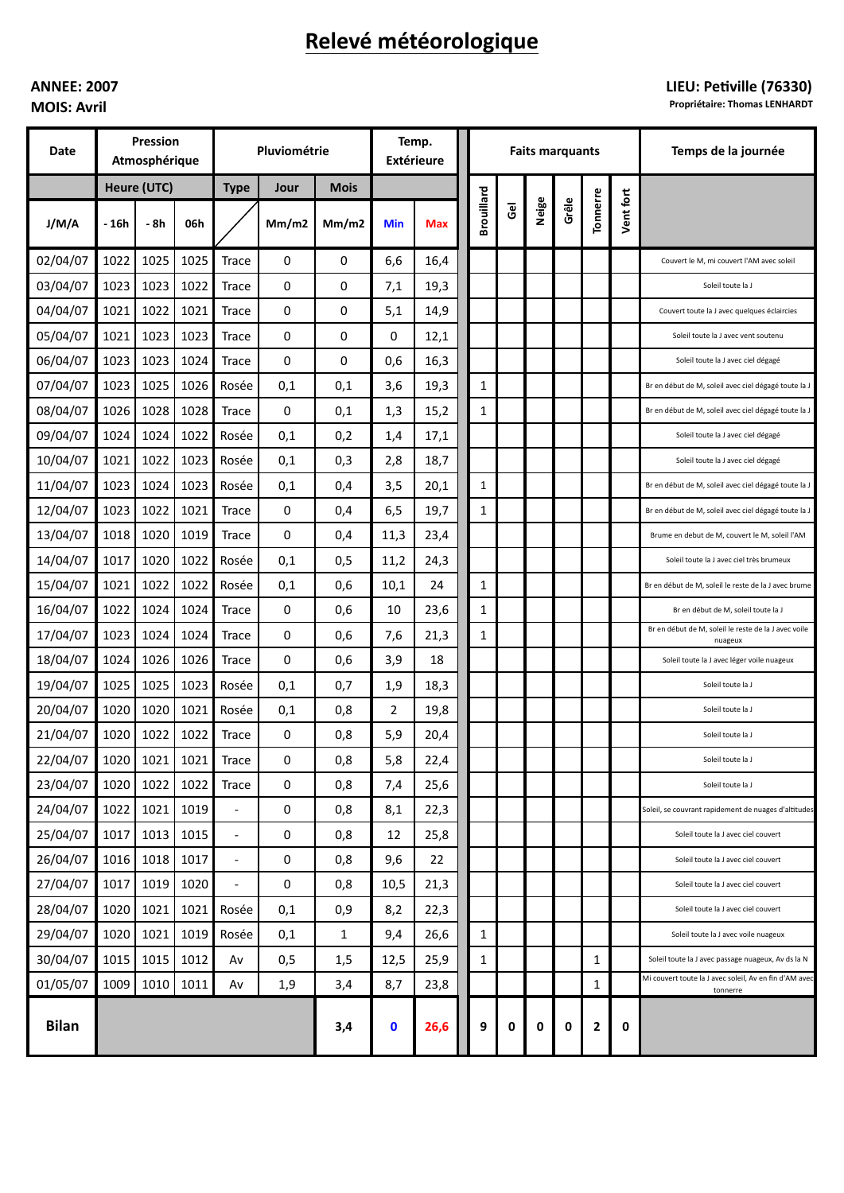# Relevé météorologique

**ANNEE: 2007**
**MOIS: Avril**

**LIEU: Petiville (76330)**
**Propriétaire: Thomas LENHARDT**

| Date | Pression Atmosphérique | | | Pluviométrie | | | Temp. Extérieure | | Faits marquants | | | | | | Temps de la journée |
|---|---|---|---|---|---|---|---|---|---|---|---|---|---|---|---|
| | Heure (UTC) | | | Type | Jour | Mois | | | | | | | | | |
| J/M/A | - 16h | - 8h | 06h | | Mm/m2 | Mm/m2 | Min | Max | Brouillard | Gel | Neige | Grêle | Tonnerre | Vent fort | |
| 02/04/07 | 1022 | 1025 | 1025 | Trace | 0 | 0 | 6,6 | 16,4 | | | | | | | Couvert le M, mi couvert l'AM avec soleil |
| 03/04/07 | 1023 | 1023 | 1022 | Trace | 0 | 0 | 7,1 | 19,3 | | | | | | | Soleil toute la J |
| 04/04/07 | 1021 | 1022 | 1021 | Trace | 0 | 0 | 5,1 | 14,9 | | | | | | | Couvert toute la J avec quelques éclaircies |
| 05/04/07 | 1021 | 1023 | 1023 | Trace | 0 | 0 | 0 | 12,1 | | | | | | | Soleil toute la J avec vent soutenu |
| 06/04/07 | 1023 | 1023 | 1024 | Trace | 0 | 0 | 0,6 | 16,3 | | | | | | | Soleil toute la J avec ciel dégagé |
| 07/04/07 | 1023 | 1025 | 1026 | Rosée | 0,1 | 0,1 | 3,6 | 19,3 | 1 | | | | | | Br en début de M, soleil avec ciel dégagé toute la J |
| 08/04/07 | 1026 | 1028 | 1028 | Trace | 0 | 0,1 | 1,3 | 15,2 | 1 | | | | | | Br en début de M, soleil avec ciel dégagé toute la J |
| 09/04/07 | 1024 | 1024 | 1022 | Rosée | 0,1 | 0,2 | 1,4 | 17,1 | | | | | | | Soleil toute la J avec ciel dégagé |
| 10/04/07 | 1021 | 1022 | 1023 | Rosée | 0,1 | 0,3 | 2,8 | 18,7 | | | | | | | Soleil toute la J avec ciel dégagé |
| 11/04/07 | 1023 | 1024 | 1023 | Rosée | 0,1 | 0,4 | 3,5 | 20,1 | 1 | | | | | | Br en début de M, soleil avec ciel dégagé toute la J |
| 12/04/07 | 1023 | 1022 | 1021 | Trace | 0 | 0,4 | 6,5 | 19,7 | 1 | | | | | | Br en début de M, soleil avec ciel dégagé toute la J |
| 13/04/07 | 1018 | 1020 | 1019 | Trace | 0 | 0,4 | 11,3 | 23,4 | | | | | | | Brume en debut de M, couvert le M, soleil l'AM |
| 14/04/07 | 1017 | 1020 | 1022 | Rosée | 0,1 | 0,5 | 11,2 | 24,3 | | | | | | | Soleil toute la J avec ciel très brumeux |
| 15/04/07 | 1021 | 1022 | 1022 | Rosée | 0,1 | 0,6 | 10,1 | 24 | 1 | | | | | | Br en début de M, soleil le reste de la J avec brume |
| 16/04/07 | 1022 | 1024 | 1024 | Trace | 0 | 0,6 | 10 | 23,6 | 1 | | | | | | Br en début de M, soleil toute la J |
| 17/04/07 | 1023 | 1024 | 1024 | Trace | 0 | 0,6 | 7,6 | 21,3 | 1 | | | | | | Br en début de M, soleil le reste de la J avec voile nuageux |
| 18/04/07 | 1024 | 1026 | 1026 | Trace | 0 | 0,6 | 3,9 | 18 | | | | | | | Soleil toute la J avec léger voile nuageux |
| 19/04/07 | 1025 | 1025 | 1023 | Rosée | 0,1 | 0,7 | 1,9 | 18,3 | | | | | | | Soleil toute la J |
| 20/04/07 | 1020 | 1020 | 1021 | Rosée | 0,1 | 0,8 | 2 | 19,8 | | | | | | | Soleil toute la J |
| 21/04/07 | 1020 | 1022 | 1022 | Trace | 0 | 0,8 | 5,9 | 20,4 | | | | | | | Soleil toute la J |
| 22/04/07 | 1020 | 1021 | 1021 | Trace | 0 | 0,8 | 5,8 | 22,4 | | | | | | | Soleil toute la J |
| 23/04/07 | 1020 | 1022 | 1022 | Trace | 0 | 0,8 | 7,4 | 25,6 | | | | | | | Soleil toute la J |
| 24/04/07 | 1022 | 1021 | 1019 | - | 0 | 0,8 | 8,1 | 22,3 | | | | | | | Soleil, se couvrant rapidement de nuages d'altitudes |
| 25/04/07 | 1017 | 1013 | 1015 | - | 0 | 0,8 | 12 | 25,8 | | | | | | | Soleil toute la J avec ciel couvert |
| 26/04/07 | 1016 | 1018 | 1017 | - | 0 | 0,8 | 9,6 | 22 | | | | | | | Soleil toute la J avec ciel couvert |
| 27/04/07 | 1017 | 1019 | 1020 | - | 0 | 0,8 | 10,5 | 21,3 | | | | | | | Soleil toute la J avec ciel couvert |
| 28/04/07 | 1020 | 1021 | 1021 | Rosée | 0,1 | 0,9 | 8,2 | 22,3 | | | | | | | Soleil toute la J avec ciel couvert |
| 29/04/07 | 1020 | 1021 | 1019 | Rosée | 0,1 | 1 | 9,4 | 26,6 | 1 | | | | | | Soleil toute la J avec voile nuageux |
| 30/04/07 | 1015 | 1015 | 1012 | Av | 0,5 | 1,5 | 12,5 | 25,9 | 1 | | | | 1 | | Soleil toute la J avec passage nuageux, Av ds la N |
| 01/05/07 | 1009 | 1010 | 1011 | Av | 1,9 | 3,4 | 8,7 | 23,8 | | | | | 1 | | Mi couvert toute la J avec soleil, Av en fin d'AM avec tonnerre |
| **Bilan** | | | | | | **3,4** | **0** | **26,6** | **9** | **0** | **0** | **0** | **2** | **0** | |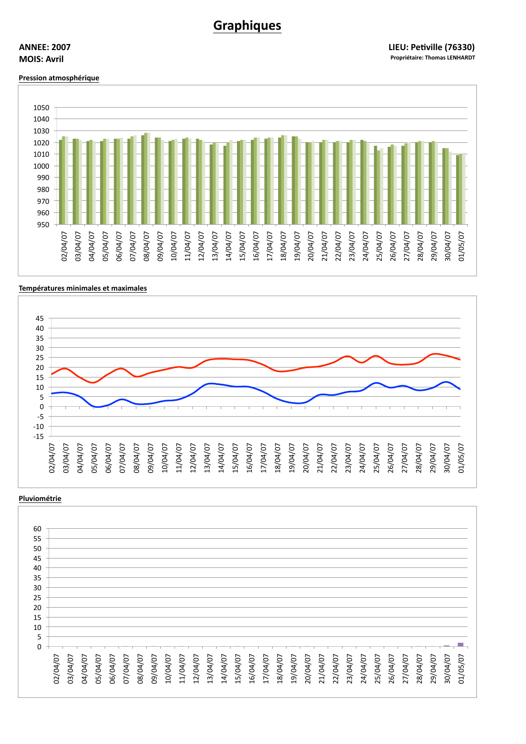# Graphiques

**ANNEE: 2007**
**MOIS: Avril**

**LIEU: Petiville (76330)**
**Propriétaire: Thomas LENHARDT**

## Pression atmosphérique

1050
1040
1030
1020
1010
1000
990
980
970
960
950

02/04/07 03/04/07 04/04/07 05/04/07 06/04/07 07/04/07 08/04/07 09/04/07 10/04/07 11/04/07 12/04/07 13/04/07 14/04/07 15/04/07 16/04/07 17/04/07 18/04/07 19/04/07 20/04/07 21/04/07 22/04/07 23/04/07 24/04/07 25/04/07 26/04/07 27/04/07 28/04/07 29/04/07 30/04/07 01/05/07

## Températures minimales et maximales

45
40
35
30
25
20
15
10
5
0
-5
-10
-15

02/04/07 03/04/07 04/04/07 05/04/07 06/04/07 07/04/07 08/04/07 09/04/07 10/04/07 11/04/07 12/04/07 13/04/07 14/04/07 15/04/07 16/04/07 17/04/07 18/04/07 19/04/07 20/04/07 21/04/07 22/04/07 23/04/07 24/04/07 25/04/07 26/04/07 27/04/07 28/04/07 29/04/07 30/04/07 01/05/07

## Pluviométrie

60
55
50
45
40
35
30
25
20
15
10
5
0

02/04/07 03/04/07 04/04/07 05/04/07 06/04/07 07/04/07 08/04/07 09/04/07 10/04/07 11/04/07 12/04/07 13/04/07 14/04/07 15/04/07 16/04/07 17/04/07 18/04/07 19/04/07 20/04/07 21/04/07 22/04/07 23/04/07 24/04/07 25/04/07 26/04/07 27/04/07 28/04/07 29/04/07 30/04/07 01/05/07